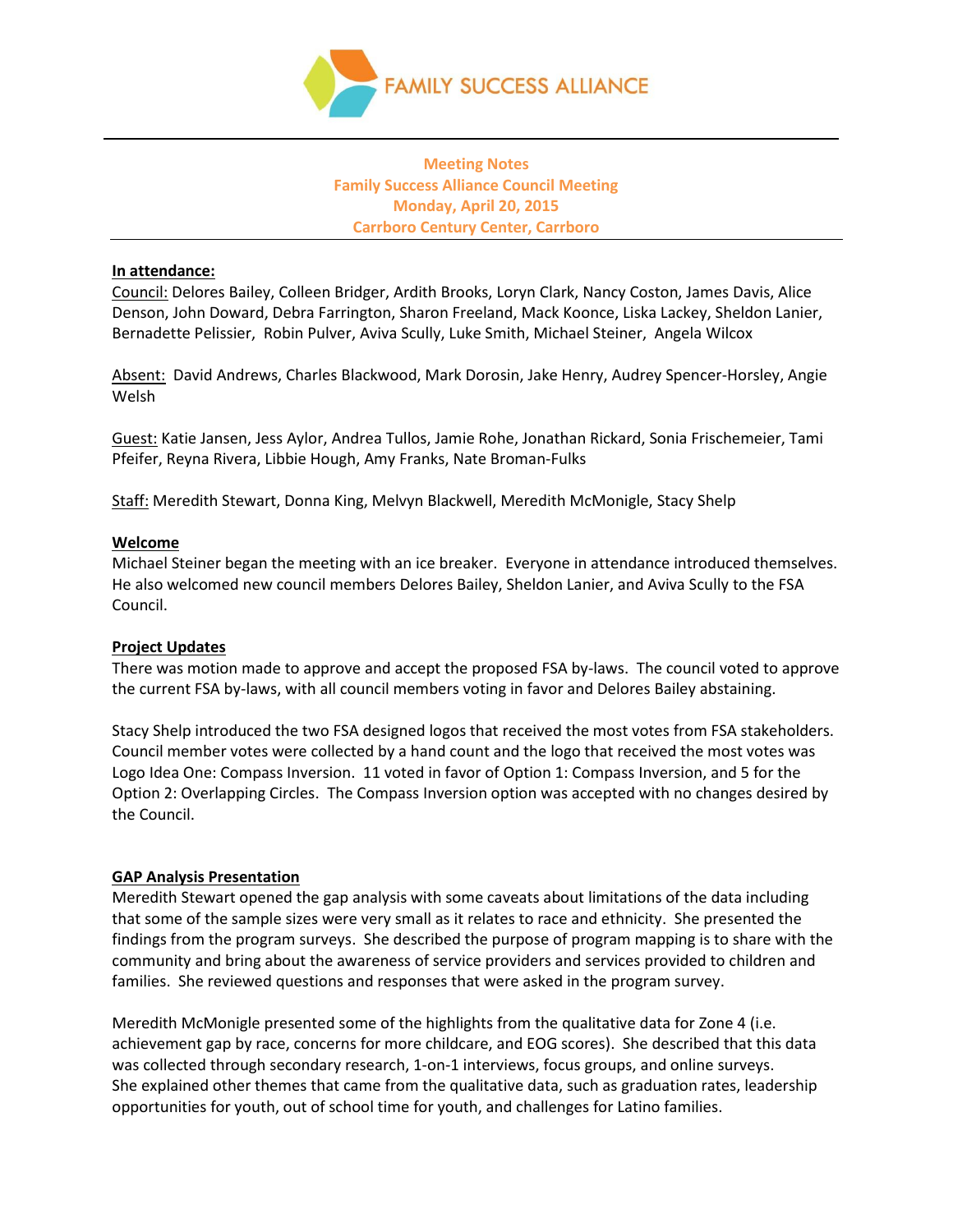FAMILY SUCCESS ALLIANCE

**Meeting Notes**
**Family Success Alliance Council Meeting**
**Monday, April 20, 2015**
**Carrboro Century Center, Carrboro**

**In attendance:**

Council: Delores Bailey, Colleen Bridger, Ardith Brooks, Loryn Clark, Nancy Coston, James Davis, Alice Denson, John Doward, Debra Farrington, Sharon Freeland, Mack Koonce, Liska Lackey, Sheldon Lanier, Bernadette Pelissier, Robin Pulver, Aviva Scully, Luke Smith, Michael Steiner, Angela Wilcox

Absent: David Andrews, Charles Blackwood, Mark Dorosin, Jake Henry, Audrey Spencer-Horsley, Angie Welsh

Guest: Katie Jansen, Jess Aylor, Andrea Tullos, Jamie Rohe, Jonathan Rickard, Sonia Frischemeier, Tami Pfeifer, Reyna Rivera, Libbie Hough, Amy Franks, Nate Broman-Fulks

Staff: Meredith Stewart, Donna King, Melvyn Blackwell, Meredith McMonigle, Stacy Shelp

**Welcome**

Michael Steiner began the meeting with an ice breaker. Everyone in attendance introduced themselves. He also welcomed new council members Delores Bailey, Sheldon Lanier, and Aviva Scully to the FSA Council.

**Project Updates**

There was motion made to approve and accept the proposed FSA by-laws. The council voted to approve the current FSA by-laws, with all council members voting in favor and Delores Bailey abstaining.

Stacy Shelp introduced the two FSA designed logos that received the most votes from FSA stakeholders. Council member votes were collected by a hand count and the logo that received the most votes was Logo Idea One: Compass Inversion. 11 voted in favor of Option 1: Compass Inversion, and 5 for the Option 2: Overlapping Circles. The Compass Inversion option was accepted with no changes desired by the Council.

**GAP Analysis Presentation**

Meredith Stewart opened the gap analysis with some caveats about limitations of the data including that some of the sample sizes were very small as it relates to race and ethnicity. She presented the findings from the program surveys. She described the purpose of program mapping is to share with the community and bring about the awareness of service providers and services provided to children and families. She reviewed questions and responses that were asked in the program survey.

Meredith McMonigle presented some of the highlights from the qualitative data for Zone 4 (i.e. achievement gap by race, concerns for more childcare, and EOG scores). She described that this data was collected through secondary research, 1-on-1 interviews, focus groups, and online surveys. She explained other themes that came from the qualitative data, such as graduation rates, leadership opportunities for youth, out of school time for youth, and challenges for Latino families.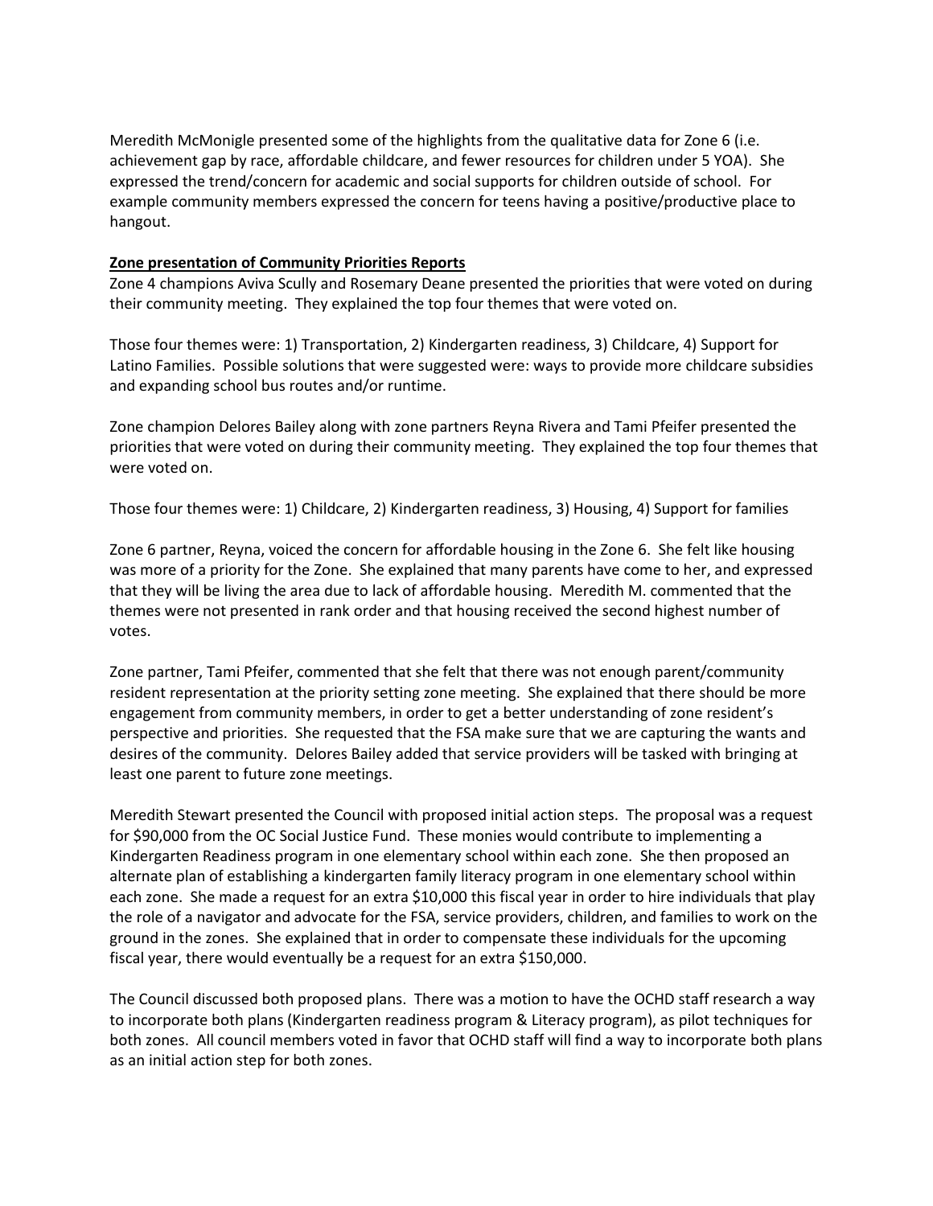Meredith McMonigle presented some of the highlights from the qualitative data for Zone 6 (i.e. achievement gap by race, affordable childcare, and fewer resources for children under 5 YOA). She expressed the trend/concern for academic and social supports for children outside of school. For example community members expressed the concern for teens having a positive/productive place to hangout.

**Zone presentation of Community Priorities Reports**

Zone 4 champions Aviva Scully and Rosemary Deane presented the priorities that were voted on during their community meeting. They explained the top four themes that were voted on.

Those four themes were: 1) Transportation, 2) Kindergarten readiness, 3) Childcare, 4) Support for Latino Families. Possible solutions that were suggested were: ways to provide more childcare subsidies and expanding school bus routes and/or runtime.

Zone champion Delores Bailey along with zone partners Reyna Rivera and Tami Pfeifer presented the priorities that were voted on during their community meeting. They explained the top four themes that were voted on.

Those four themes were: 1) Childcare, 2) Kindergarten readiness, 3) Housing, 4) Support for families

Zone 6 partner, Reyna, voiced the concern for affordable housing in the Zone 6. She felt like housing was more of a priority for the Zone. She explained that many parents have come to her, and expressed that they will be living the area due to lack of affordable housing. Meredith M. commented that the themes were not presented in rank order and that housing received the second highest number of votes.

Zone partner, Tami Pfeifer, commented that she felt that there was not enough parent/community resident representation at the priority setting zone meeting. She explained that there should be more engagement from community members, in order to get a better understanding of zone resident's perspective and priorities. She requested that the FSA make sure that we are capturing the wants and desires of the community. Delores Bailey added that service providers will be tasked with bringing at least one parent to future zone meetings.

Meredith Stewart presented the Council with proposed initial action steps. The proposal was a request for $90,000 from the OC Social Justice Fund. These monies would contribute to implementing a Kindergarten Readiness program in one elementary school within each zone. She then proposed an alternate plan of establishing a kindergarten family literacy program in one elementary school within each zone. She made a request for an extra $10,000 this fiscal year in order to hire individuals that play the role of a navigator and advocate for the FSA, service providers, children, and families to work on the ground in the zones. She explained that in order to compensate these individuals for the upcoming fiscal year, there would eventually be a request for an extra $150,000.

The Council discussed both proposed plans. There was a motion to have the OCHD staff research a way to incorporate both plans (Kindergarten readiness program & Literacy program), as pilot techniques for both zones. All council members voted in favor that OCHD staff will find a way to incorporate both plans as an initial action step for both zones.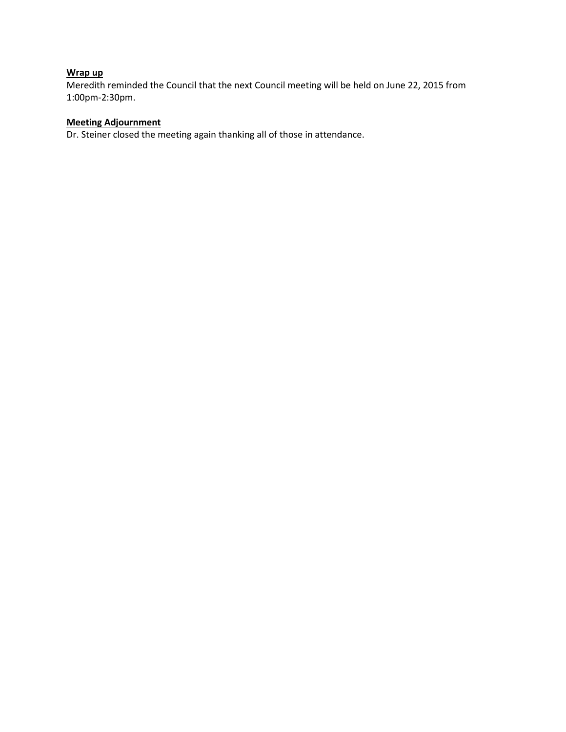**Wrap up**

Meredith reminded the Council that the next Council meeting will be held on June 22, 2015 from 1:00pm-2:30pm.

**Meeting Adjournment**

Dr. Steiner closed the meeting again thanking all of those in attendance.